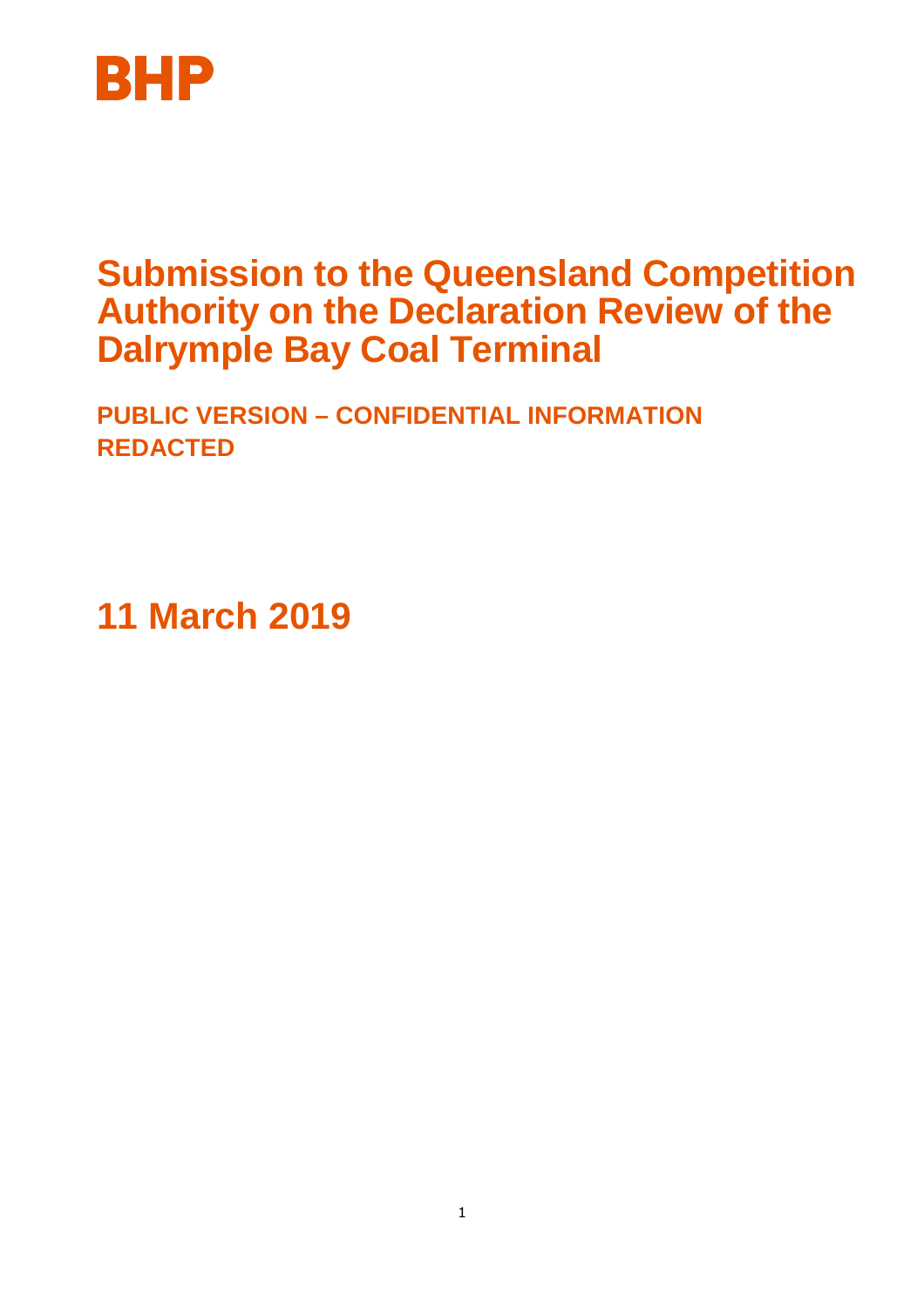BHP

# Submission to the Queensland Competition Authority on the Declaration Review of the Dalrymple Bay Coal Terminal

**PUBLIC VERSION – CONFIDENTIAL INFORMATION REDACTED**

## 11 March 2019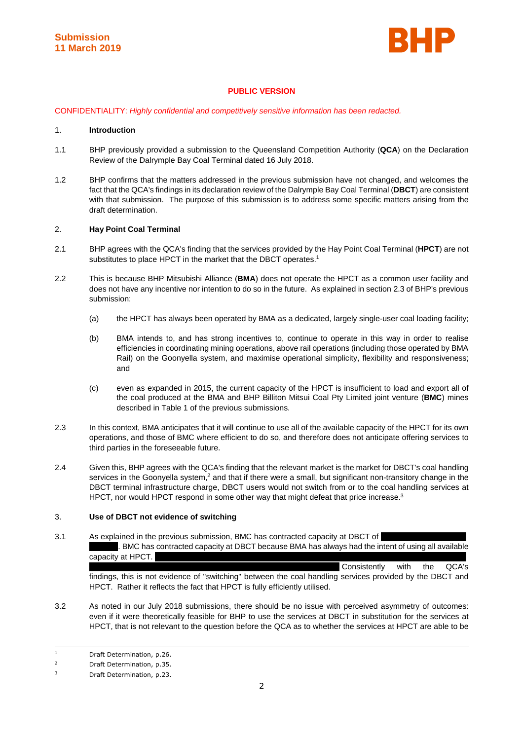**Submission**
**11 March 2019**

**PUBLIC VERSION**

CONFIDENTIALITY: *Highly confidential and competitively sensitive information has been redacted.*

1. **Introduction**

1.1 BHP previously provided a submission to the Queensland Competition Authority (**QCA**) on the Declaration Review of the Dalrymple Bay Coal Terminal dated 16 July 2018.

1.2 BHP confirms that the matters addressed in the previous submission have not changed, and welcomes the fact that the QCA's findings in its declaration review of the Dalrymple Bay Coal Terminal (**DBCT**) are consistent with that submission. The purpose of this submission is to address some specific matters arising from the draft determination.

2. **Hay Point Coal Terminal**

2.1 BHP agrees with the QCA's finding that the services provided by the Hay Point Coal Terminal (**HPCT**) are not substitutes to place HPCT in the market that the DBCT operates.[1]

2.2 This is because BHP Mitsubishi Alliance (**BMA**) does not operate the HPCT as a common user facility and does not have any incentive nor intention to do so in the future. As explained in section 2.3 of BHP's previous submission:

(a) the HPCT has always been operated by BMA as a dedicated, largely single-user coal loading facility;

(b) BMA intends to, and has strong incentives to, continue to operate in this way in order to realise efficiencies in coordinating mining operations, above rail operations (including those operated by BMA Rail) on the Goonyella system, and maximise operational simplicity, flexibility and responsiveness; and

(c) even as expanded in 2015, the current capacity of the HPCT is insufficient to load and export all of the coal produced at the BMA and BHP Billiton Mitsui Coal Pty Limited joint venture (**BMC**) mines described in Table 1 of the previous submissions.

2.3 In this context, BMA anticipates that it will continue to use all of the available capacity of the HPCT for its own operations, and those of BMC where efficient to do so, and therefore does not anticipate offering services to third parties in the foreseeable future.

2.4 Given this, BHP agrees with the QCA's finding that the relevant market is the market for DBCT's coal handling services in the Goonyella system,[2] and that if there were a small, but significant non-transitory change in the DBCT terminal infrastructure charge, DBCT users would not switch from or to the coal handling services at HPCT, nor would HPCT respond in some other way that might defeat that price increase.[3]

3. **Use of DBCT not evidence of switching**

3.1 As explained in the previous submission, BMC has contracted capacity at DBCT of [redacted]. BMC has contracted capacity at DBCT because BMA has always had the intent of using all available capacity at HPCT. [redacted] Consistently with the QCA's findings, this is not evidence of "switching" between the coal handling services provided by the DBCT and HPCT. Rather it reflects the fact that HPCT is fully efficiently utilised.

3.2 As noted in our July 2018 submissions, there should be no issue with perceived asymmetry of outcomes: even if it were theoretically feasible for BHP to use the services at DBCT in substitution for the services at HPCT, that is not relevant to the question before the QCA as to whether the services at HPCT are able to be

---

[1] Draft Determination, p.26.

[2] Draft Determination, p.35.

[3] Draft Determination, p.23.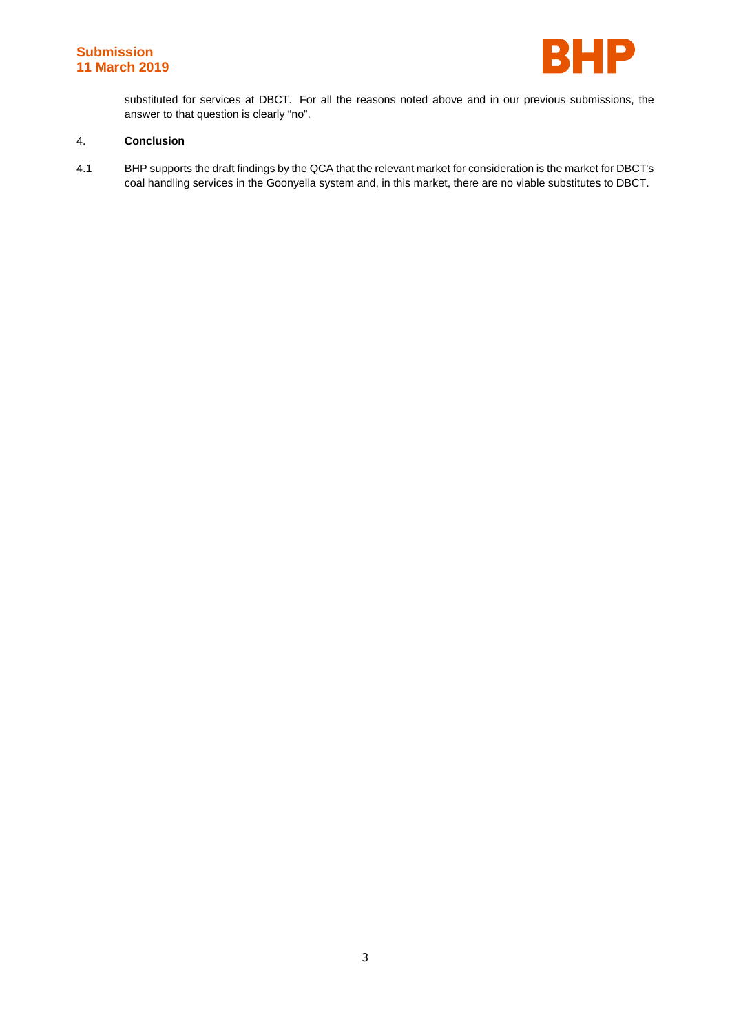substituted for services at DBCT. For all the reasons noted above and in our previous submissions, the answer to that question is clearly "no".

4. **Conclusion**

4.1 BHP supports the draft findings by the QCA that the relevant market for consideration is the market for DBCT's coal handling services in the Goonyella system and, in this market, there are no viable substitutes to DBCT.